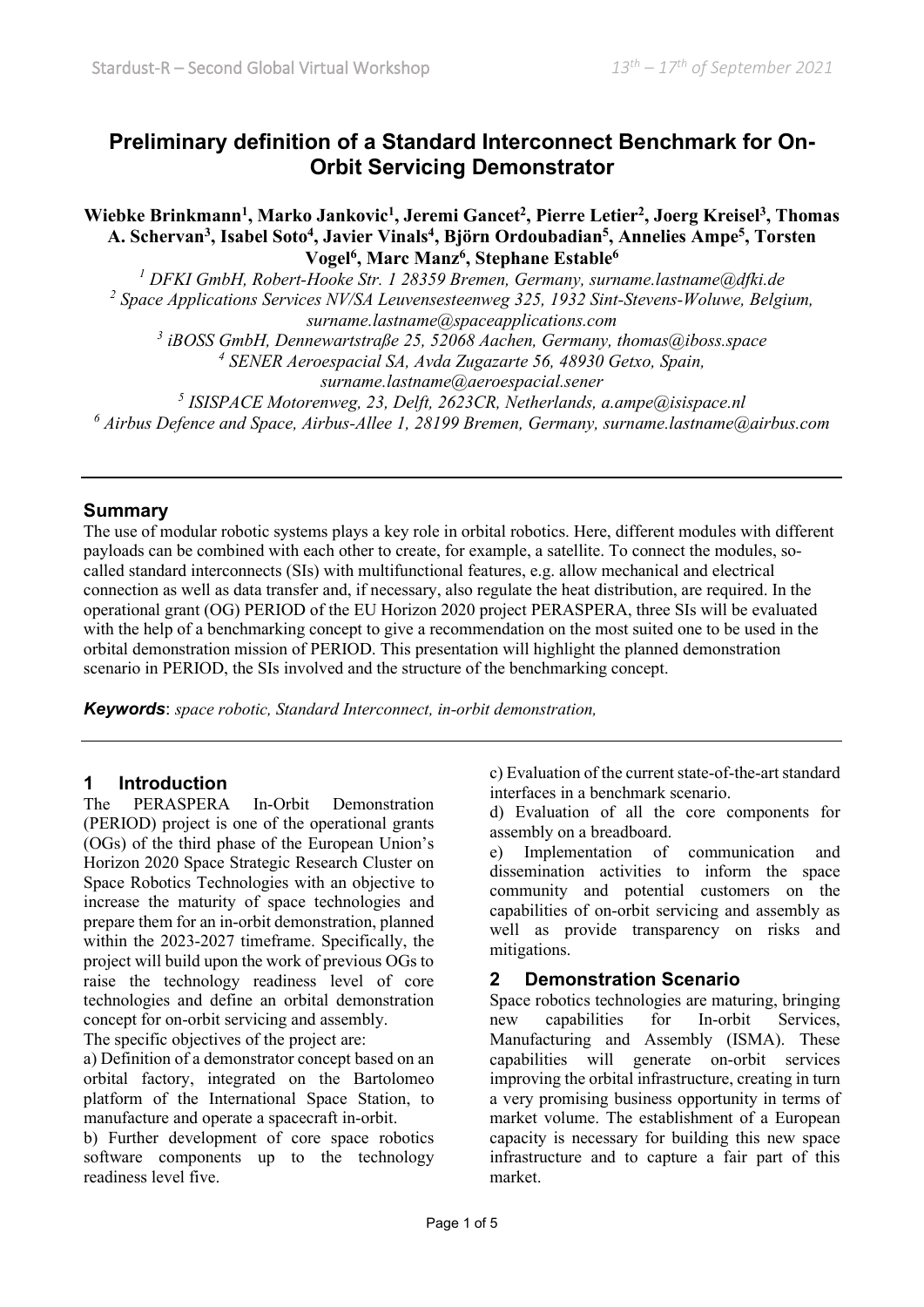# Preliminary definition of a Standard Interconnect Benchmark for On-Orbit Servicing Demonstrator

**Wiebke Brinkmann[1], Marko Jankovic[1], Jeremi Gancet[2], Pierre Letier[2], Joerg Kreisel[3], Thomas A. Schervan[3], Isabel Soto[4], Javier Vinals[4], Björn Ordoubadian[5], Annelies Ampe[5], Torsten Vogel[6], Marc Manz[6], Stephane Estable[6]**

*[1] DFKI GmbH, Robert-Hooke Str. 1 28359 Bremen, Germany, surname.lastname@dfki.de*
*[2] Space Applications Services NV/SA Leuvensesteenweg 325, 1932 Sint-Stevens-Woluwe, Belgium, surname.lastname@spaceapplications.com*
*[3] iBOSS GmbH, Dennewartstraße 25, 52068 Aachen, Germany, thomas@iboss.space*
*[4] SENER Aeroespacial SA, Avda Zugazarte 56, 48930 Getxo, Spain, surname.lastname@aeroespacial.sener*
*[5] ISISPACE Motorenweg, 23, Delft, 2623CR, Netherlands, a.ampe@isispace.nl*
*[6] Airbus Defence and Space, Airbus-Allee 1, 28199 Bremen, Germany, surname.lastname@airbus.com*

---

## Summary

The use of modular robotic systems plays a key role in orbital robotics. Here, different modules with different payloads can be combined with each other to create, for example, a satellite. To connect the modules, so-called standard interconnects (SIs) with multifunctional features, e.g. allow mechanical and electrical connection as well as data transfer and, if necessary, also regulate the heat distribution, are required. In the operational grant (OG) PERIOD of the EU Horizon 2020 project PERASPERA, three SIs will be evaluated with the help of a benchmarking concept to give a recommendation on the most suited one to be used in the orbital demonstration mission of PERIOD. This presentation will highlight the planned demonstration scenario in PERIOD, the SIs involved and the structure of the benchmarking concept.

***Keywords***: *space robotic, Standard Interconnect, in-orbit demonstration,*

---

## 1 Introduction

The PERASPERA In-Orbit Demonstration (PERIOD) project is one of the operational grants (OGs) of the third phase of the European Union's Horizon 2020 Space Strategic Research Cluster on Space Robotics Technologies with an objective to increase the maturity of space technologies and prepare them for an in-orbit demonstration, planned within the 2023-2027 timeframe. Specifically, the project will build upon the work of previous OGs to raise the technology readiness level of core technologies and define an orbital demonstration concept for on-orbit servicing and assembly.

The specific objectives of the project are:

a) Definition of a demonstrator concept based on an orbital factory, integrated on the Bartolomeo platform of the International Space Station, to manufacture and operate a spacecraft in-orbit.

b) Further development of core space robotics software components up to the technology readiness level five.

c) Evaluation of the current state-of-the-art standard interfaces in a benchmark scenario.

d) Evaluation of all the core components for assembly on a breadboard.

e) Implementation of communication and dissemination activities to inform the space community and potential customers on the capabilities of on-orbit servicing and assembly as well as provide transparency on risks and mitigations.

## 2 Demonstration Scenario

Space robotics technologies are maturing, bringing new capabilities for In-orbit Services, Manufacturing and Assembly (ISMA). These capabilities will generate on-orbit services improving the orbital infrastructure, creating in turn a very promising business opportunity in terms of market volume. The establishment of a European capacity is necessary for building this new space infrastructure and to capture a fair part of this market.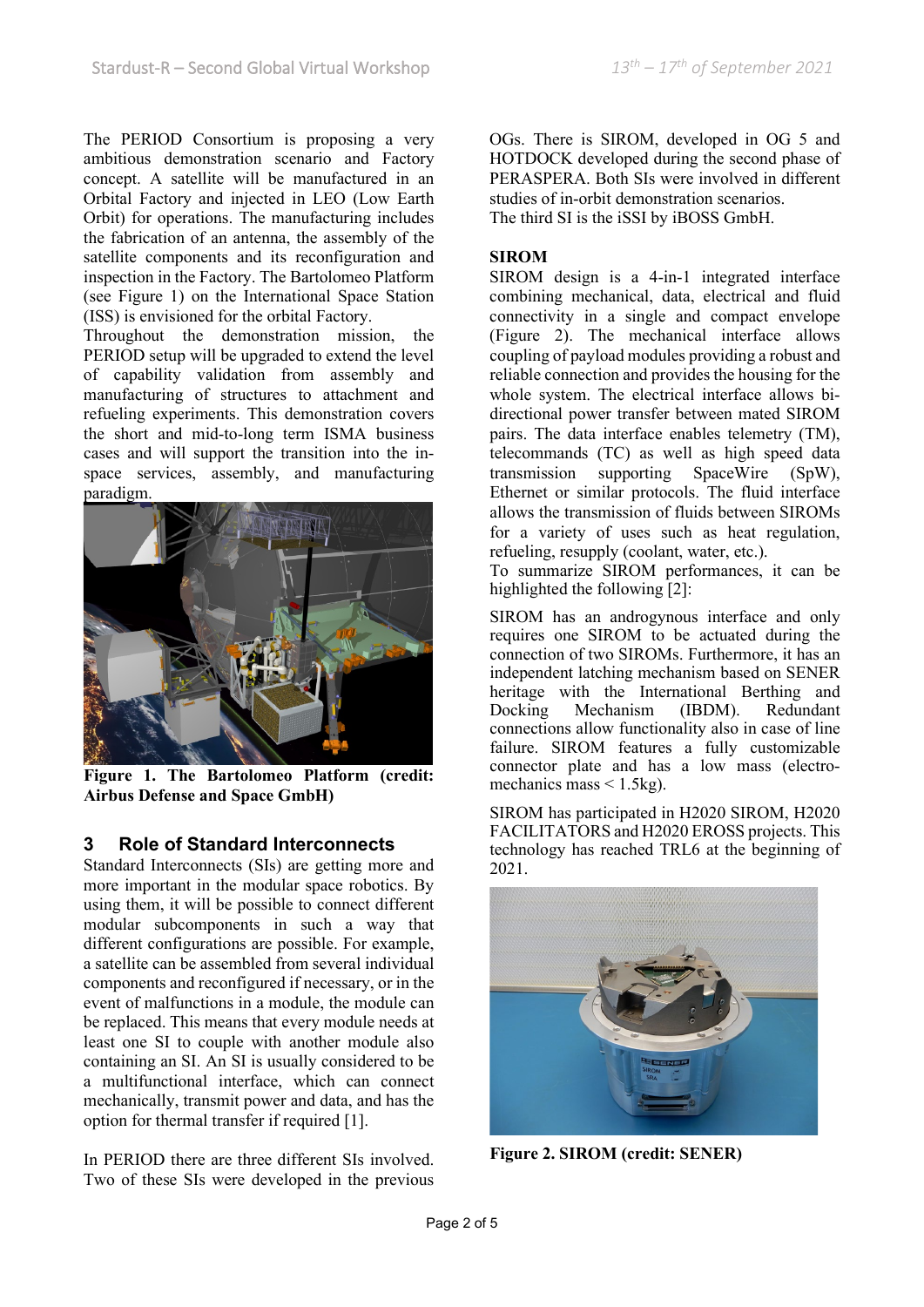The PERIOD Consortium is proposing a very ambitious demonstration scenario and Factory concept. A satellite will be manufactured in an Orbital Factory and injected in LEO (Low Earth Orbit) for operations. The manufacturing includes the fabrication of an antenna, the assembly of the satellite components and its reconfiguration and inspection in the Factory. The Bartolomeo Platform (see Figure 1) on the International Space Station (ISS) is envisioned for the orbital Factory.

Throughout the demonstration mission, the PERIOD setup will be upgraded to extend the level of capability validation from assembly and manufacturing of structures to attachment and refueling experiments. This demonstration covers the short and mid-to-long term ISMA business cases and will support the transition into the in-space services, assembly, and manufacturing paradigm.

**Figure 1. The Bartolomeo Platform (credit: Airbus Defense and Space GmbH)**

## 3 Role of Standard Interconnects

Standard Interconnects (SIs) are getting more and more important in the modular space robotics. By using them, it will be possible to connect different modular subcomponents in such a way that different configurations are possible. For example, a satellite can be assembled from several individual components and reconfigured if necessary, or in the event of malfunctions in a module, the module can be replaced. This means that every module needs at least one SI to couple with another module also containing an SI. An SI is usually considered to be a multifunctional interface, which can connect mechanically, transmit power and data, and has the option for thermal transfer if required [1].

In PERIOD there are three different SIs involved. Two of these SIs were developed in the previous OGs. There is SIROM, developed in OG 5 and HOTDOCK developed during the second phase of PERASPERA. Both SIs were involved in different studies of in-orbit demonstration scenarios.
The third SI is the iSSI by iBOSS GmbH.

### SIROM

SIROM design is a 4-in-1 integrated interface combining mechanical, data, electrical and fluid connectivity in a single and compact envelope (Figure 2). The mechanical interface allows coupling of payload modules providing a robust and reliable connection and provides the housing for the whole system. The electrical interface allows bi-directional power transfer between mated SIROM pairs. The data interface enables telemetry (TM), telecommands (TC) as well as high speed data transmission supporting SpaceWire (SpW), Ethernet or similar protocols. The fluid interface allows the transmission of fluids between SIROMs for a variety of uses such as heat regulation, refueling, resupply (coolant, water, etc.).
To summarize SIROM performances, it can be highlighted the following [2]:

SIROM has an androgynous interface and only requires one SIROM to be actuated during the connection of two SIROMs. Furthermore, it has an independent latching mechanism based on SENER heritage with the International Berthing and Docking Mechanism (IBDM). Redundant connections allow functionality also in case of line failure. SIROM features a fully customizable connector plate and has a low mass (electro-mechanics mass < 1.5kg).

SIROM has participated in H2020 SIROM, H2020 FACILITATORS and H2020 EROSS projects. This technology has reached TRL6 at the beginning of 2021.

**Figure 2. SIROM (credit: SENER)**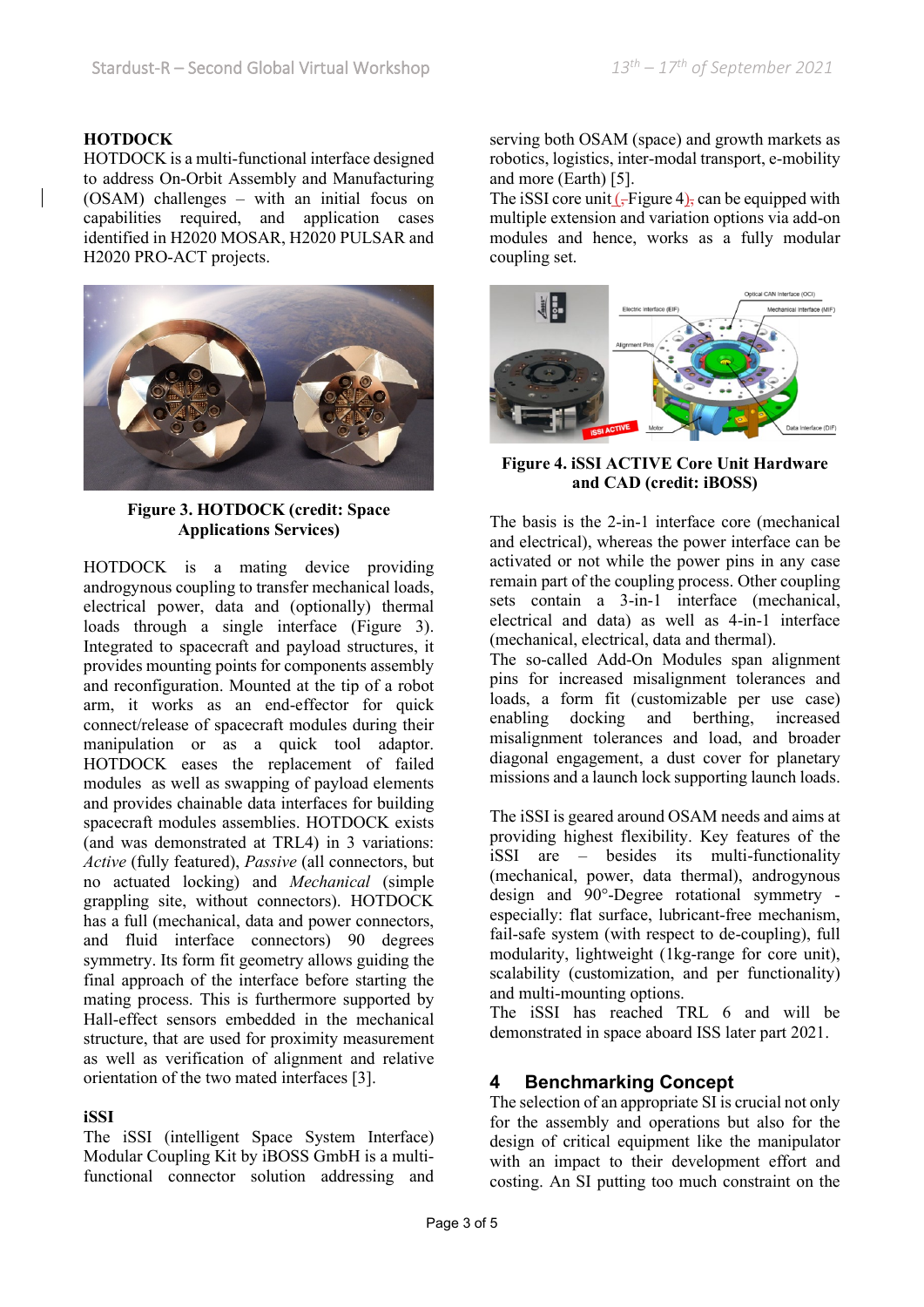**HOTDOCK**

HOTDOCK is a multi-functional interface designed to address On-Orbit Assembly and Manufacturing (OSAM) challenges – with an initial focus on capabilities required, and application cases identified in H2020 MOSAR, H2020 PULSAR and H2020 PRO-ACT projects.

**Figure 3. HOTDOCK (credit: Space Applications Services)**

HOTDOCK is a mating device providing androgynous coupling to transfer mechanical loads, electrical power, data and (optionally) thermal loads through a single interface (Figure 3). Integrated to spacecraft and payload structures, it provides mounting points for components assembly and reconfiguration. Mounted at the tip of a robot arm, it works as an end-effector for quick connect/release of spacecraft modules during their manipulation or as a quick tool adaptor. HOTDOCK eases the replacement of failed modules as well as swapping of payload elements and provides chainable data interfaces for building spacecraft modules assemblies. HOTDOCK exists (and was demonstrated at TRL4) in 3 variations: *Active* (fully featured), *Passive* (all connectors, but no actuated locking) and *Mechanical* (simple grappling site, without connectors). HOTDOCK has a full (mechanical, data and power connectors, and fluid interface connectors) 90 degrees symmetry. Its form fit geometry allows guiding the final approach of the interface before starting the mating process. This is furthermore supported by Hall-effect sensors embedded in the mechanical structure, that are used for proximity measurement as well as verification of alignment and relative orientation of the two mated interfaces [3].

**iSSI**

The iSSI (intelligent Space System Interface) Modular Coupling Kit by iBOSS GmbH is a multi-functional connector solution addressing and serving both OSAM (space) and growth markets as robotics, logistics, inter-modal transport, e-mobility and more (Earth) [5].

The iSSI core unit (, Figure 4), can be equipped with multiple extension and variation options via add-on modules and hence, works as a fully modular coupling set.

**Figure 4. iSSI ACTIVE Core Unit Hardware and CAD (credit: iBOSS)**

The basis is the 2-in-1 interface core (mechanical and electrical), whereas the power interface can be activated or not while the power pins in any case remain part of the coupling process. Other coupling sets contain a 3-in-1 interface (mechanical, electrical and data) as well as 4-in-1 interface (mechanical, electrical, data and thermal).

The so-called Add-On Modules span alignment pins for increased misalignment tolerances and loads, a form fit (customizable per use case) enabling docking and berthing, increased misalignment tolerances and load, and broader diagonal engagement, a dust cover for planetary missions and a launch lock supporting launch loads.

The iSSI is geared around OSAM needs and aims at providing highest flexibility. Key features of the iSSI are – besides its multi-functionality (mechanical, power, data thermal), androgynous design and 90°-Degree rotational symmetry - especially: flat surface, lubricant-free mechanism, fail-safe system (with respect to de-coupling), full modularity, lightweight (1kg-range for core unit), scalability (customization, and per functionality) and multi-mounting options.

The iSSI has reached TRL 6 and will be demonstrated in space aboard ISS later part 2021.

## 4 Benchmarking Concept

The selection of an appropriate SI is crucial not only for the assembly and operations but also for the design of critical equipment like the manipulator with an impact to their development effort and costing. An SI putting too much constraint on the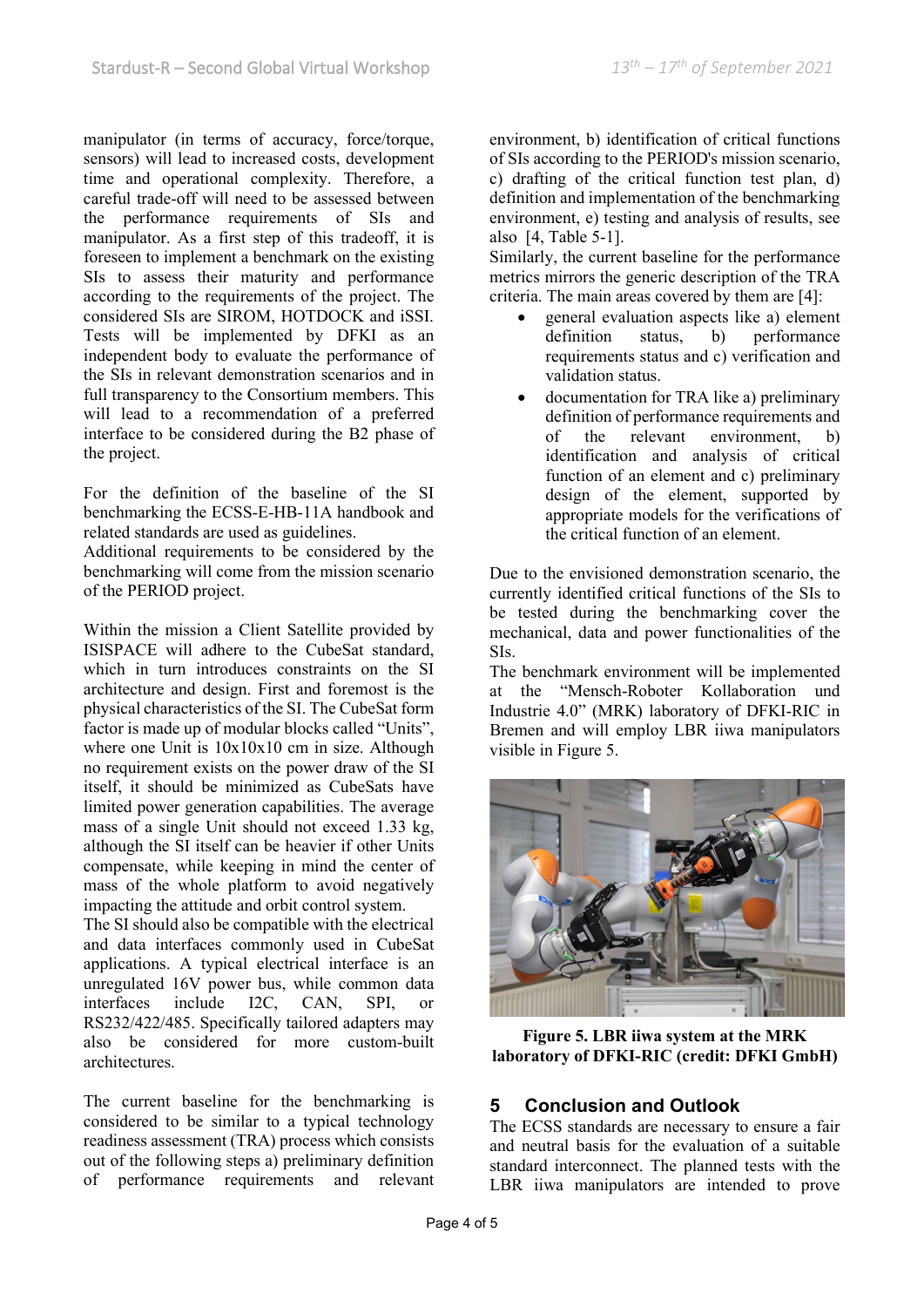manipulator (in terms of accuracy, force/torque, sensors) will lead to increased costs, development time and operational complexity. Therefore, a careful trade-off will need to be assessed between the performance requirements of SIs and manipulator. As a first step of this tradeoff, it is foreseen to implement a benchmark on the existing SIs to assess their maturity and performance according to the requirements of the project. The considered SIs are SIROM, HOTDOCK and iSSI. Tests will be implemented by DFKI as an independent body to evaluate the performance of the SIs in relevant demonstration scenarios and in full transparency to the Consortium members. This will lead to a recommendation of a preferred interface to be considered during the B2 phase of the project.

For the definition of the baseline of the SI benchmarking the ECSS-E-HB-11A handbook and related standards are used as guidelines.
Additional requirements to be considered by the benchmarking will come from the mission scenario of the PERIOD project.

Within the mission a Client Satellite provided by ISISPACE will adhere to the CubeSat standard, which in turn introduces constraints on the SI architecture and design. First and foremost is the physical characteristics of the SI. The CubeSat form factor is made up of modular blocks called "Units", where one Unit is 10x10x10 cm in size. Although no requirement exists on the power draw of the SI itself, it should be minimized as CubeSats have limited power generation capabilities. The average mass of a single Unit should not exceed 1.33 kg, although the SI itself can be heavier if other Units compensate, while keeping in mind the center of mass of the whole platform to avoid negatively impacting the attitude and orbit control system.
The SI should also be compatible with the electrical and data interfaces commonly used in CubeSat applications. A typical electrical interface is an unregulated 16V power bus, while common data interfaces include I2C, CAN, SPI, or RS232/422/485. Specifically tailored adapters may also be considered for more custom-built architectures.

The current baseline for the benchmarking is considered to be similar to a typical technology readiness assessment (TRA) process which consists out of the following steps a) preliminary definition of performance requirements and relevant environment, b) identification of critical functions of SIs according to the PERIOD's mission scenario, c) drafting of the critical function test plan, d) definition and implementation of the benchmarking environment, e) testing and analysis of results, see also [4, Table 5-1].
Similarly, the current baseline for the performance metrics mirrors the generic description of the TRA criteria. The main areas covered by them are [4]:

- general evaluation aspects like a) element definition status, b) performance requirements status and c) verification and validation status.
- documentation for TRA like a) preliminary definition of performance requirements and of the relevant environment, b) identification and analysis of critical function of an element and c) preliminary design of the element, supported by appropriate models for the verifications of the critical function of an element.

Due to the envisioned demonstration scenario, the currently identified critical functions of the SIs to be tested during the benchmarking cover the mechanical, data and power functionalities of the SIs.
The benchmark environment will be implemented at the "Mensch-Roboter Kollaboration und Industrie 4.0" (MRK) laboratory of DFKI-RIC in Bremen and will employ LBR iiwa manipulators visible in Figure 5.

**Figure 5. LBR iiwa system at the MRK laboratory of DFKI-RIC (credit: DFKI GmbH)**

## 5 Conclusion and Outlook

The ECSS standards are necessary to ensure a fair and neutral basis for the evaluation of a suitable standard interconnect. The planned tests with the LBR iiwa manipulators are intended to prove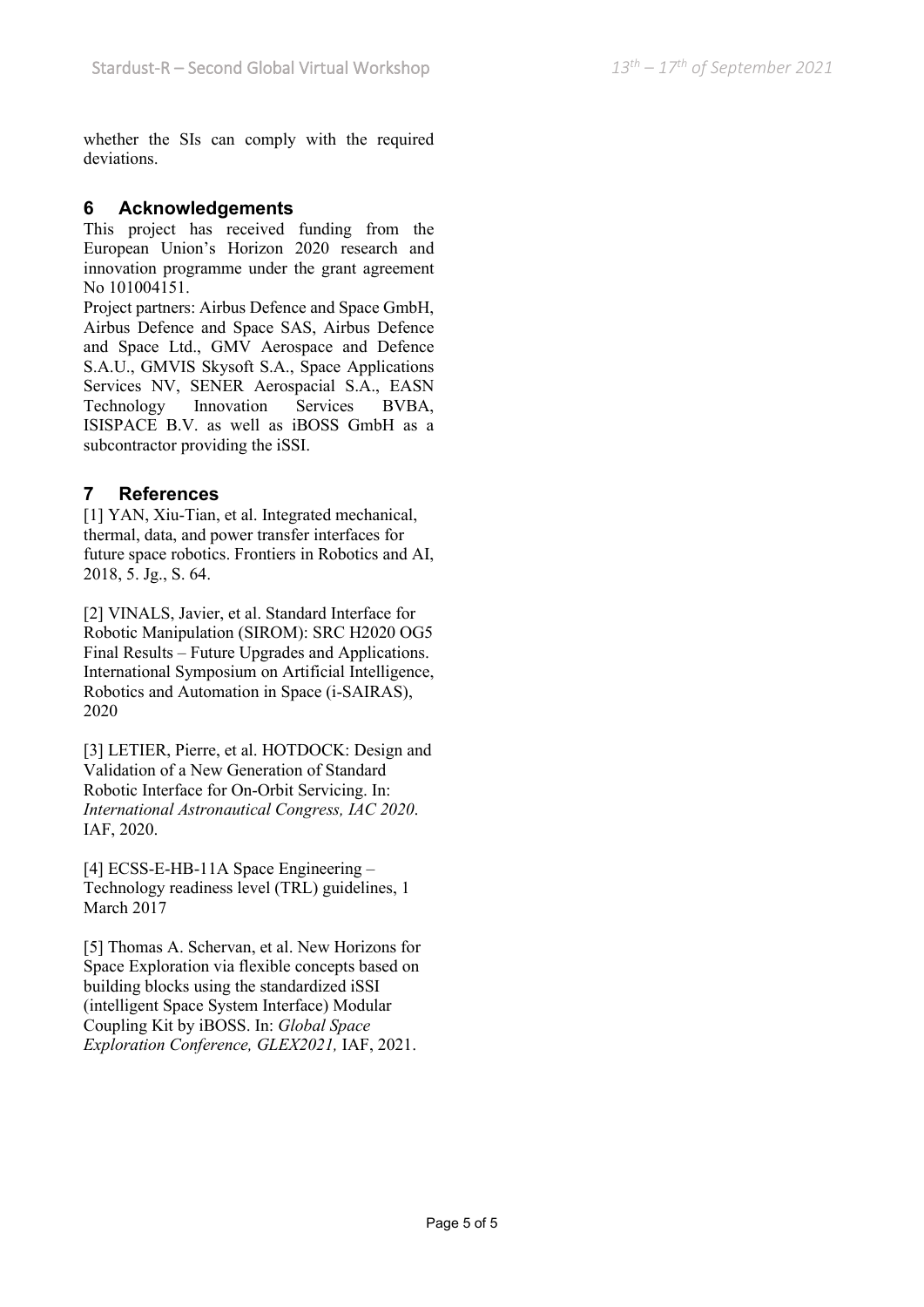whether the SIs can comply with the required deviations.

## 6 Acknowledgements

This project has received funding from the European Union's Horizon 2020 research and innovation programme under the grant agreement No 101004151.

Project partners: Airbus Defence and Space GmbH, Airbus Defence and Space SAS, Airbus Defence and Space Ltd., GMV Aerospace and Defence S.A.U., GMVIS Skysoft S.A., Space Applications Services NV, SENER Aerospacial S.A., EASN Technology Innovation Services BVBA, ISISPACE B.V. as well as iBOSS GmbH as a subcontractor providing the iSSI.

## 7 References

[1] YAN, Xiu-Tian, et al. Integrated mechanical, thermal, data, and power transfer interfaces for future space robotics. Frontiers in Robotics and AI, 2018, 5. Jg., S. 64.

[2] VINALS, Javier, et al. Standard Interface for Robotic Manipulation (SIROM): SRC H2020 OG5 Final Results – Future Upgrades and Applications. International Symposium on Artificial Intelligence, Robotics and Automation in Space (i-SAIRAS), 2020

[3] LETIER, Pierre, et al. HOTDOCK: Design and Validation of a New Generation of Standard Robotic Interface for On-Orbit Servicing. In: *International Astronautical Congress, IAC 2020*. IAF, 2020.

[4] ECSS-E-HB-11A Space Engineering – Technology readiness level (TRL) guidelines, 1 March 2017

[5] Thomas A. Schervan, et al. New Horizons for Space Exploration via flexible concepts based on building blocks using the standardized iSSI (intelligent Space System Interface) Modular Coupling Kit by iBOSS. In: *Global Space Exploration Conference, GLEX2021,* IAF, 2021.